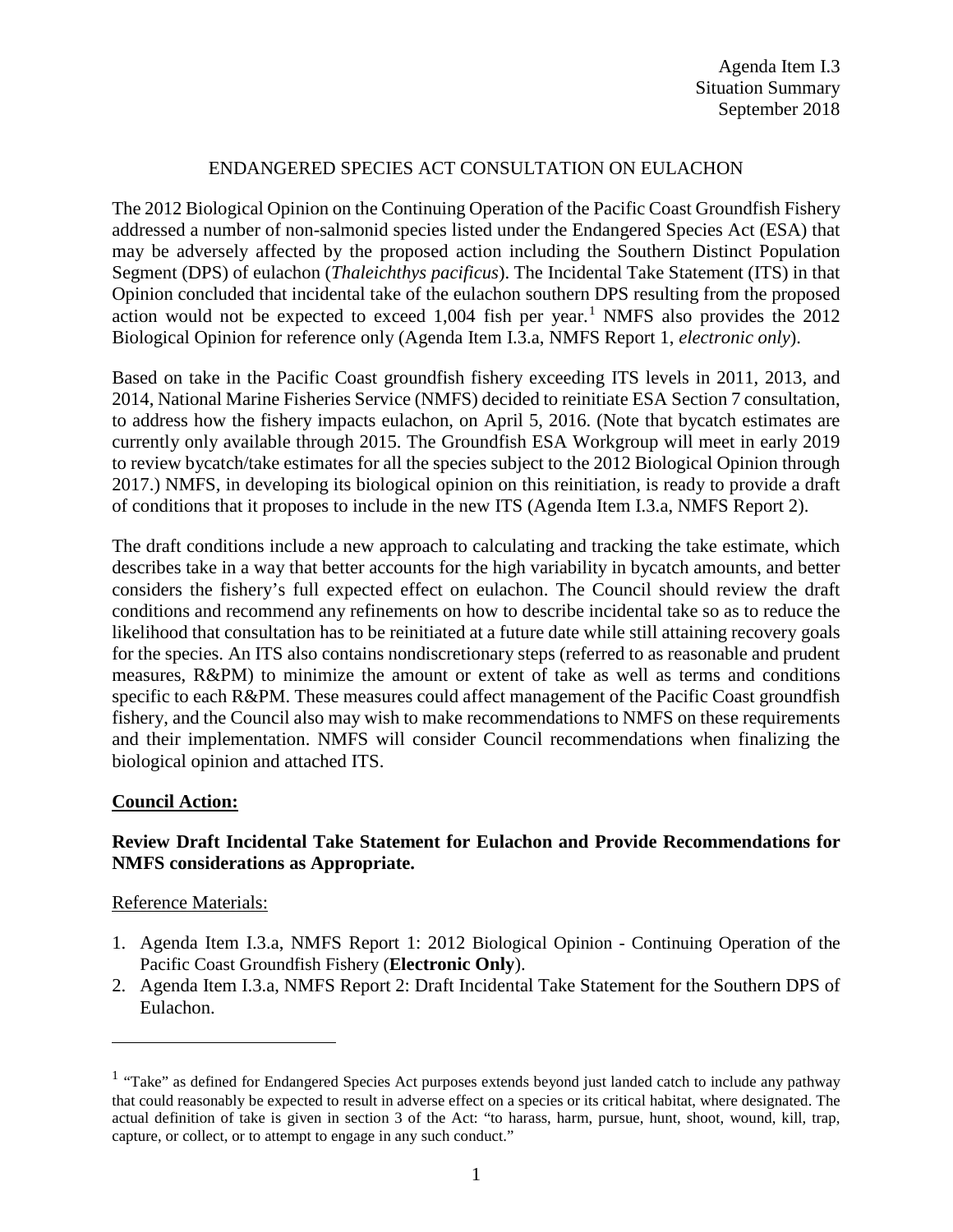Agenda Item I.3
Situation Summary
September 2018

# ENDANGERED SPECIES ACT CONSULTATION ON EULACHON

The 2012 Biological Opinion on the Continuing Operation of the Pacific Coast Groundfish Fishery addressed a number of non-salmonid species listed under the Endangered Species Act (ESA) that may be adversely affected by the proposed action including the Southern Distinct Population Segment (DPS) of eulachon (*Thaleichthys pacificus*). The Incidental Take Statement (ITS) in that Opinion concluded that incidental take of the eulachon southern DPS resulting from the proposed action would not be expected to exceed 1,004 fish per year.[1] NMFS also provides the 2012 Biological Opinion for reference only (Agenda Item I.3.a, NMFS Report 1, *electronic only*).

Based on take in the Pacific Coast groundfish fishery exceeding ITS levels in 2011, 2013, and 2014, National Marine Fisheries Service (NMFS) decided to reinitiate ESA Section 7 consultation, to address how the fishery impacts eulachon, on April 5, 2016. (Note that bycatch estimates are currently only available through 2015. The Groundfish ESA Workgroup will meet in early 2019 to review bycatch/take estimates for all the species subject to the 2012 Biological Opinion through 2017.) NMFS, in developing its biological opinion on this reinitiation, is ready to provide a draft of conditions that it proposes to include in the new ITS (Agenda Item I.3.a, NMFS Report 2).

The draft conditions include a new approach to calculating and tracking the take estimate, which describes take in a way that better accounts for the high variability in bycatch amounts, and better considers the fishery's full expected effect on eulachon. The Council should review the draft conditions and recommend any refinements on how to describe incidental take so as to reduce the likelihood that consultation has to be reinitiated at a future date while still attaining recovery goals for the species. An ITS also contains nondiscretionary steps (referred to as reasonable and prudent measures, R&PM) to minimize the amount or extent of take as well as terms and conditions specific to each R&PM. These measures could affect management of the Pacific Coast groundfish fishery, and the Council also may wish to make recommendations to NMFS on these requirements and their implementation. NMFS will consider Council recommendations when finalizing the biological opinion and attached ITS.

## **Council Action:**

**Review Draft Incidental Take Statement for Eulachon and Provide Recommendations for NMFS considerations as Appropriate.**

Reference Materials:

1. Agenda Item I.3.a, NMFS Report 1: 2012 Biological Opinion - Continuing Operation of the Pacific Coast Groundfish Fishery (**Electronic Only**).
2. Agenda Item I.3.a, NMFS Report 2: Draft Incidental Take Statement for the Southern DPS of Eulachon.

---

[1] "Take" as defined for Endangered Species Act purposes extends beyond just landed catch to include any pathway that could reasonably be expected to result in adverse effect on a species or its critical habitat, where designated. The actual definition of take is given in section 3 of the Act: "to harass, harm, pursue, hunt, shoot, wound, kill, trap, capture, or collect, or to attempt to engage in any such conduct."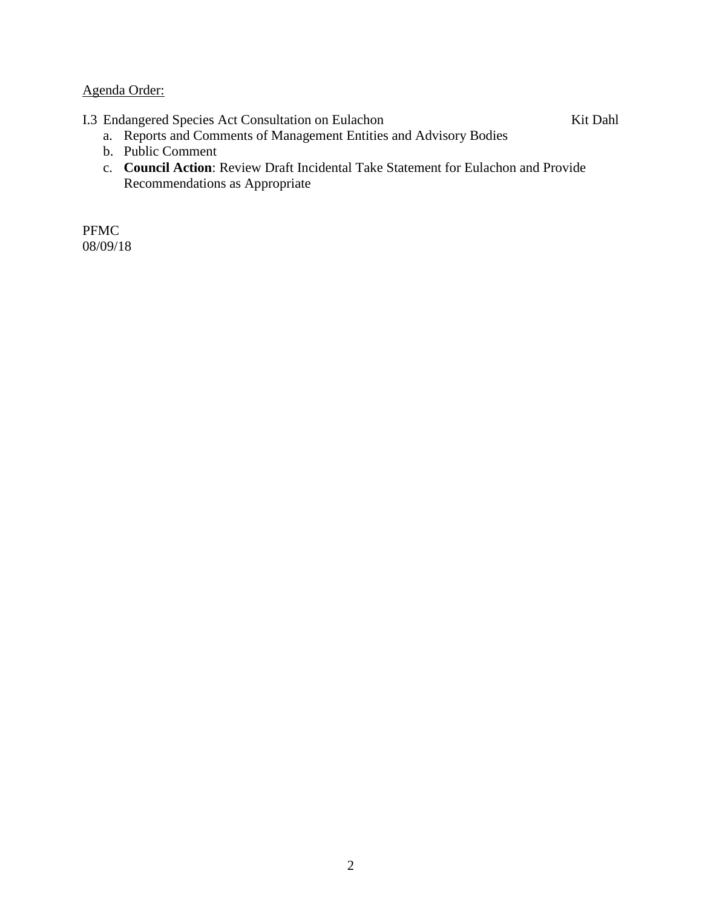Agenda Order:

I.3 Endangered Species Act Consultation on Eulachon — Kit Dahl

a. Reports and Comments of Management Entities and Advisory Bodies
b. Public Comment
c. **Council Action**: Review Draft Incidental Take Statement for Eulachon and Provide Recommendations as Appropriate

PFMC
08/09/18